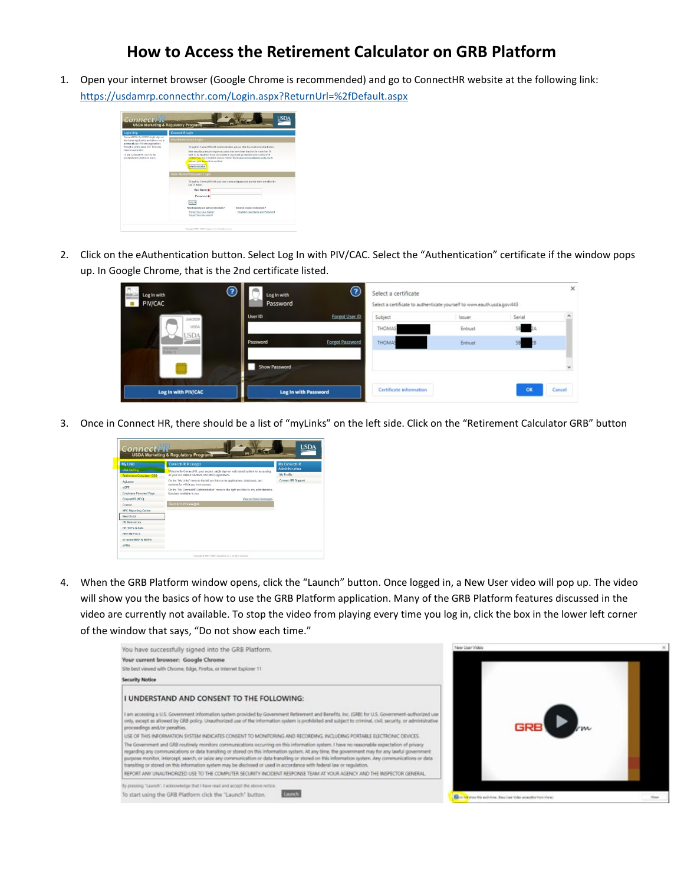# How to Access the Retirement Calculator on GRB Platform

1. Open your internet browser (Google Chrome is recommended) and go to ConnectHR website at the following link: https://usdamrp.connecthr.com/Login.aspx?ReturnUrl=%2fDefault.aspx

2. Click on the eAuthentication button. Select Log In with PIV/CAC. Select the "Authentication" certificate if the window pops up. In Google Chrome, that is the 2nd certificate listed.

3. Once in Connect HR, there should be a list of "myLinks" on the left side. Click on the "Retirement Calculator GRB" button

4. When the GRB Platform window opens, click the "Launch" button. Once logged in, a New User video will pop up. The video will show you the basics of how to use the GRB Platform application. Many of the GRB Platform features discussed in the video are currently not available. To stop the video from playing every time you log in, click the box in the lower left corner of the window that says, "Do not show each time."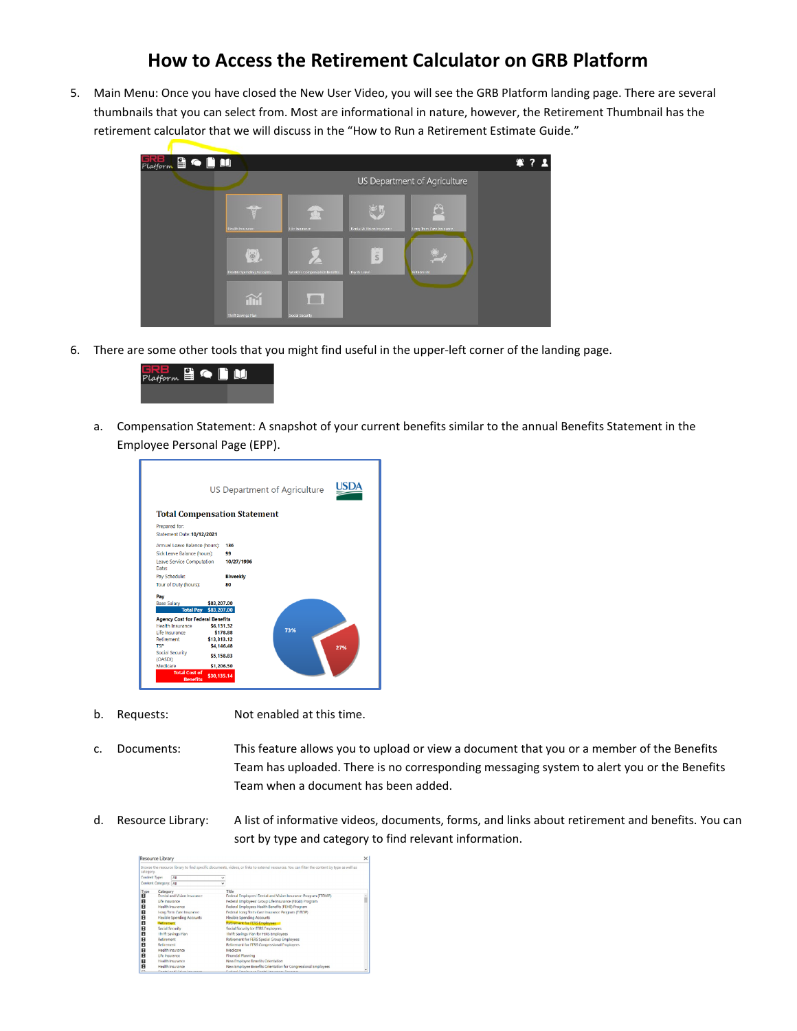# How to Access the Retirement Calculator on GRB Platform

5. Main Menu: Once you have closed the New User Video, you will see the GRB Platform landing page. There are several thumbnails that you can select from. Most are informational in nature, however, the Retirement Thumbnail has the retirement calculator that we will discuss in the "How to Run a Retirement Estimate Guide."

6. There are some other tools that you might find useful in the upper-left corner of the landing page.

   a. Compensation Statement: A snapshot of your current benefits similar to the annual Benefits Statement in the Employee Personal Page (EPP).

   b. Requests: Not enabled at this time.

   c. Documents: This feature allows you to upload or view a document that you or a member of the Benefits Team has uploaded. There is no corresponding messaging system to alert you or the Benefits Team when a document has been added.

   d. Resource Library: A list of informative videos, documents, forms, and links about retirement and benefits. You can sort by type and category to find relevant information.